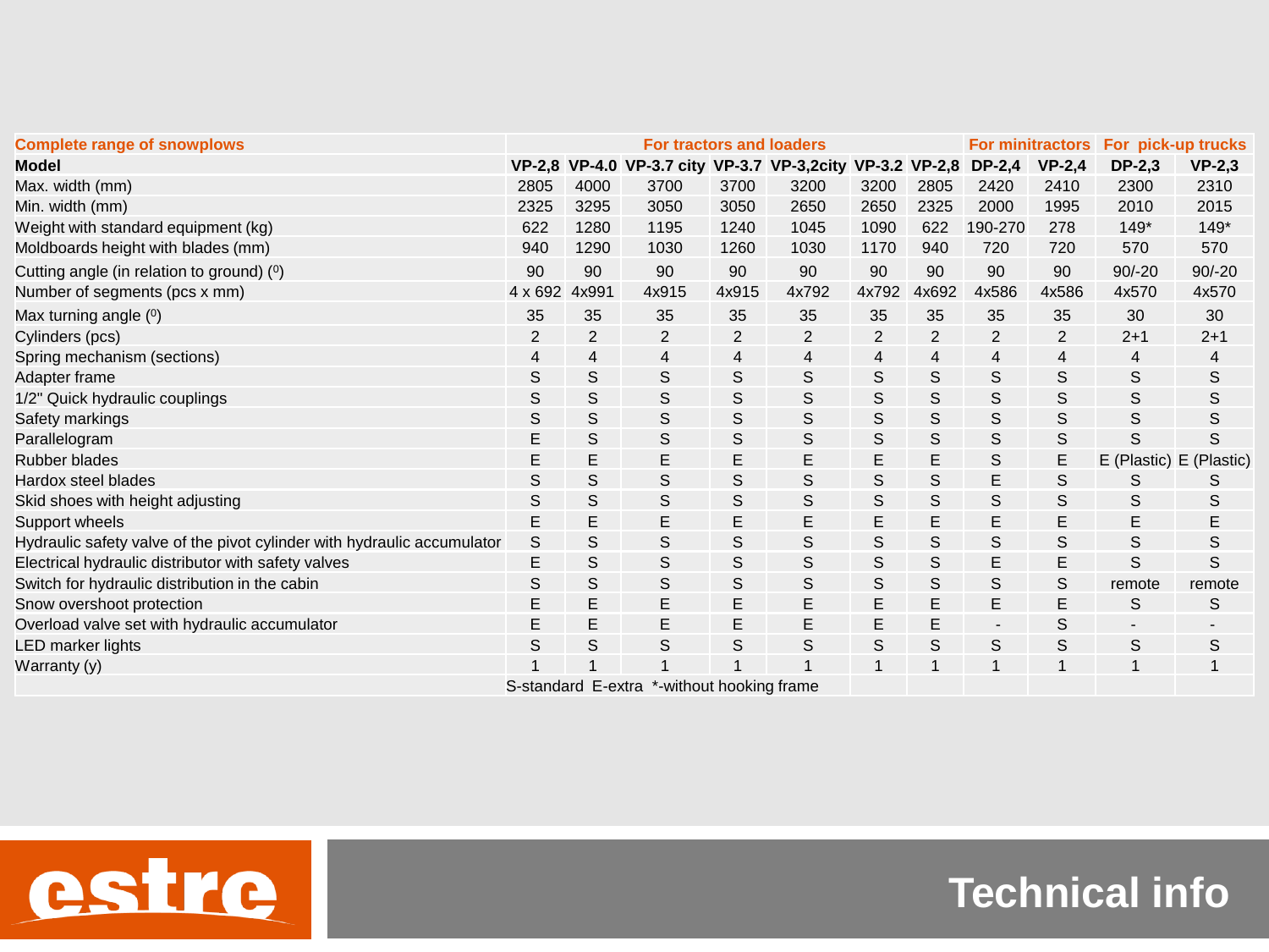| Complete range of snowplows | For tractors and loaders | | | | | | | For minitractors | | For pick-up trucks | |
|---|---|---|---|---|---|---|---|---|---|---|---|
| **Model** | **VP-2,8** | **VP-4.0** | **VP-3.7 city** | **VP-3.7** | **VP-3,2city** | **VP-3.2** | **VP-2,8** | **DP-2,4** | **VP-2,4** | **DP-2,3** | **VP-2,3** |
| Max. width (mm) | 2805 | 4000 | 3700 | 3700 | 3200 | 3200 | 2805 | 2420 | 2410 | 2300 | 2310 |
| Min. width (mm) | 2325 | 3295 | 3050 | 3050 | 2650 | 2650 | 2325 | 2000 | 1995 | 2010 | 2015 |
| Weight with standard equipment (kg) | 622 | 1280 | 1195 | 1240 | 1045 | 1090 | 622 | 190-270 | 278 | 149* | 149* |
| Moldboards height with blades (mm) | 940 | 1290 | 1030 | 1260 | 1030 | 1170 | 940 | 720 | 720 | 570 | 570 |
| Cutting angle (in relation to ground) (⁰) | 90 | 90 | 90 | 90 | 90 | 90 | 90 | 90 | 90 | 90/-20 | 90/-20 |
| Number of segments (pcs x mm) | 4 x 692 | 4x991 | 4x915 | 4x915 | 4x792 | 4x792 | 4x692 | 4x586 | 4x586 | 4x570 | 4x570 |
| Max turning angle (⁰) | 35 | 35 | 35 | 35 | 35 | 35 | 35 | 35 | 35 | 30 | 30 |
| Cylinders (pcs) | 2 | 2 | 2 | 2 | 2 | 2 | 2 | 2 | 2 | 2+1 | 2+1 |
| Spring mechanism (sections) | 4 | 4 | 4 | 4 | 4 | 4 | 4 | 4 | 4 | 4 | 4 |
| Adapter frame | S | S | S | S | S | S | S | S | S | S | S |
| 1/2" Quick hydraulic couplings | S | S | S | S | S | S | S | S | S | S | S |
| Safety markings | S | S | S | S | S | S | S | S | S | S | S |
| Parallelogram | E | S | S | S | S | S | S | S | S | S | S |
| Rubber blades | E | E | E | E | E | E | E | S | E | E (Plastic) | E (Plastic) |
| Hardox steel blades | S | S | S | S | S | S | S | E | S | S | S |
| Skid shoes with height adjusting | S | S | S | S | S | S | S | S | S | S | S |
| Support wheels | E | E | E | E | E | E | E | E | E | E | E |
| Hydraulic safety valve of the pivot cylinder with hydraulic accumulator | S | S | S | S | S | S | S | S | S | S | S |
| Electrical hydraulic distributor with safety valves | E | S | S | S | S | S | S | E | E | S | S |
| Switch for hydraulic distribution in the cabin | S | S | S | S | S | S | S | S | S | remote | remote |
| Snow overshoot protection | E | E | E | E | E | E | E | E | E | S | S |
| Overload valve set with hydraulic accumulator | E | E | E | E | E | E | E | - | S | - | - |
| LED marker lights | S | S | S | S | S | S | S | S | S | S | S |
| Warranty (y) | 1 | 1 | 1 | 1 | 1 | 1 | 1 | 1 | 1 | 1 | 1 |
| | S-standard E-extra *-without hooking frame | | | | | | | | | | |

estre

# Technical info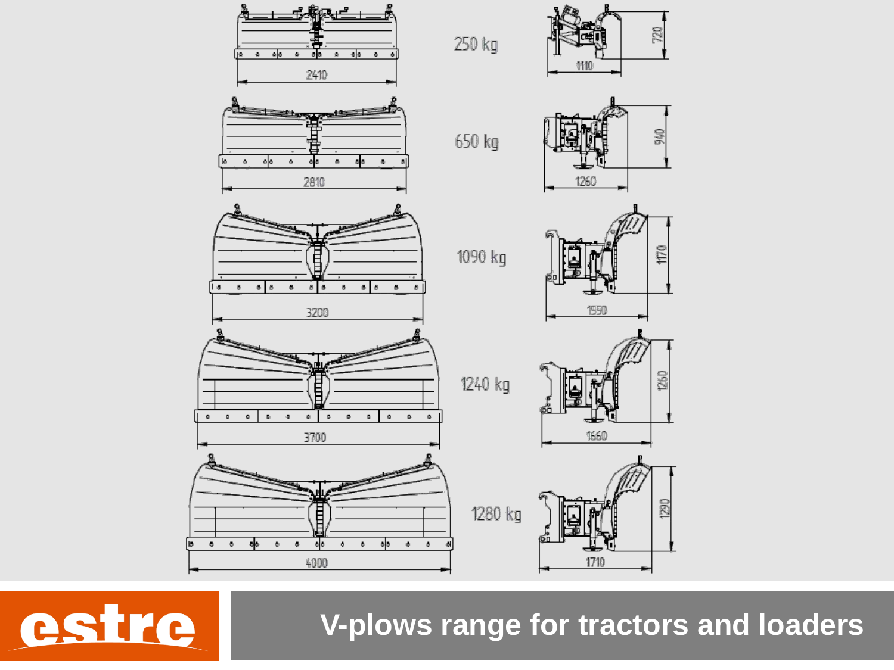| Width (mm) | Weight | Depth (mm) | Height (mm) |
| --- | --- | --- | --- |
| 2410 | 250 kg | 1110 | 720 |
| 2810 | 650 kg | 1260 | 940 |
| 3200 | 1090 kg | 1550 | 1170 |
| 3700 | 1240 kg | 1660 | 1260 |
| 4000 | 1280 kg | 1710 | 1290 |

estre

# V-plows range for tractors and loaders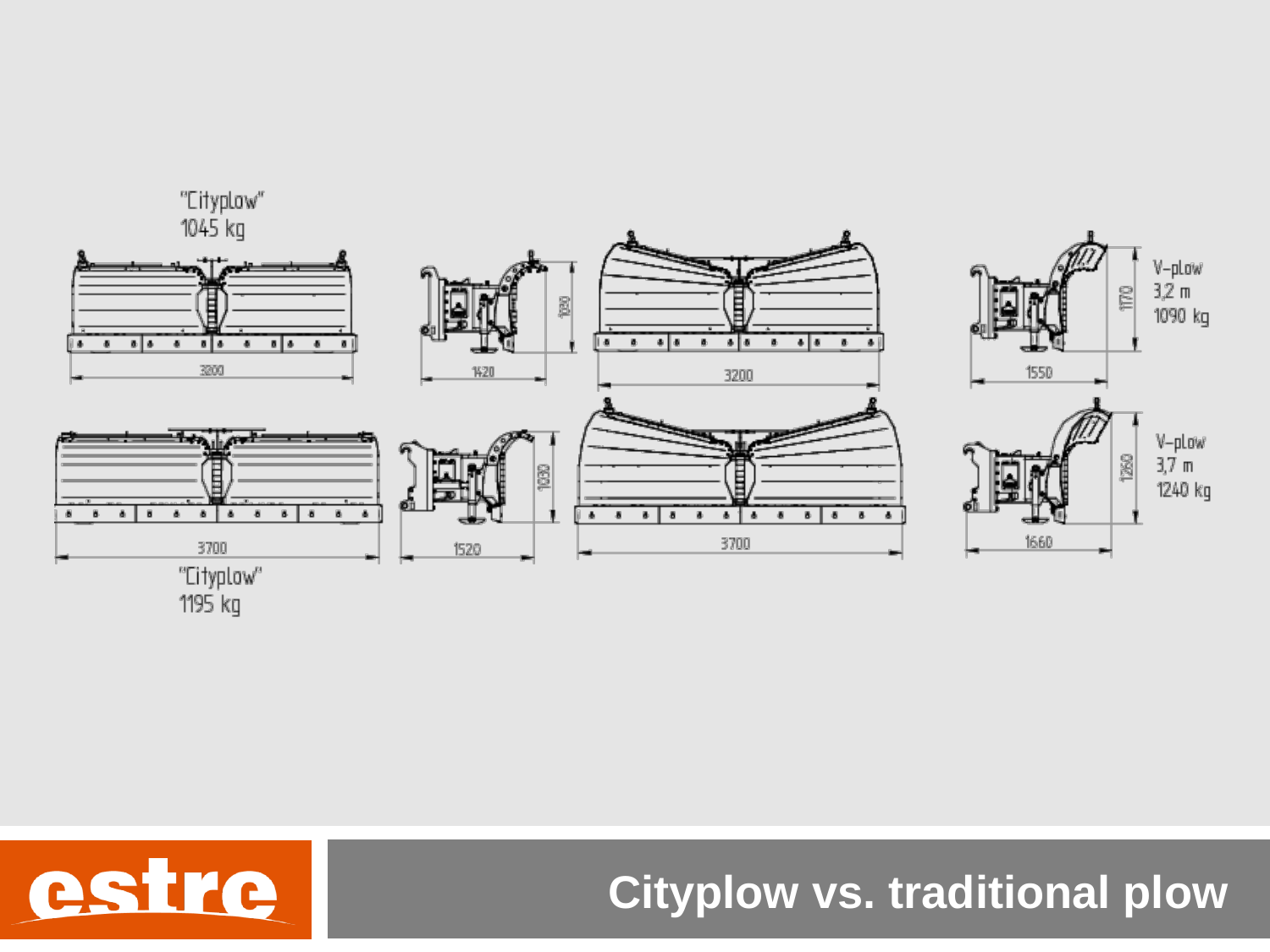"Cityplow"
1045 kg

3200

1420

1030

3200

V-plow
3,2 m
1090 kg

1170

1550

3700

"Cityplow"
1195 kg

1520

1030

3700

V-plow
3,7 m
1240 kg

1260

1660

estre

# Cityplow vs. traditional plow